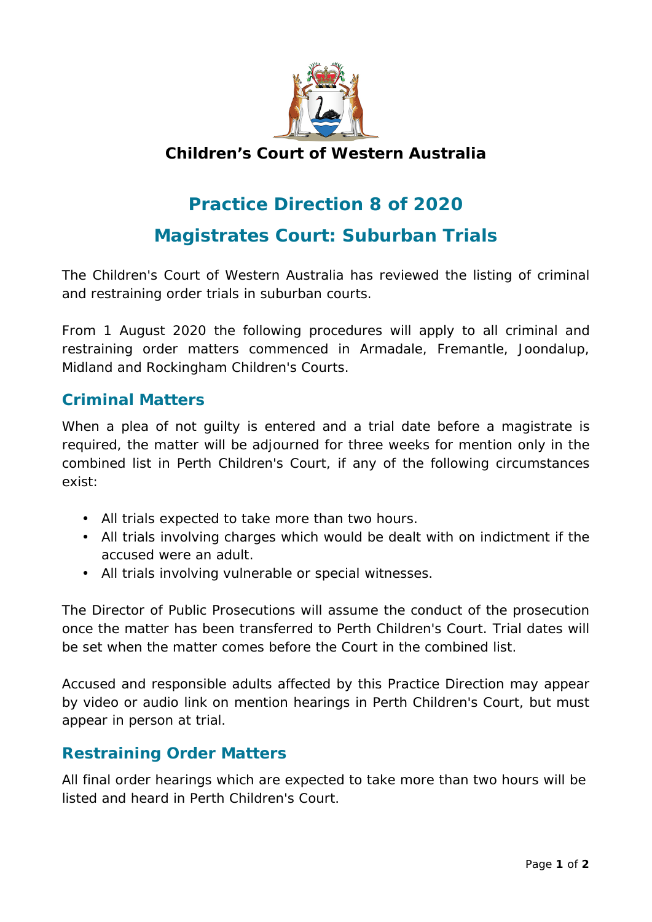**Children's Court of Western Australia**

# Practice Direction 8 of 2020

# Magistrates Court: Suburban Trials

The Children's Court of Western Australia has reviewed the listing of criminal and restraining order trials in suburban courts.

From 1 August 2020 the following procedures will apply to all criminal and restraining order matters commenced in Armadale, Fremantle, Joondalup, Midland and Rockingham Children's Courts.

## Criminal Matters

When a plea of not guilty is entered and a trial date before a magistrate is required, the matter will be adjourned for three weeks for mention only in the combined list in Perth Children's Court, if any of the following circumstances exist:

- All trials expected to take more than two hours.
- All trials involving charges which would be dealt with on indictment if the accused were an adult.
- All trials involving vulnerable or special witnesses.

The Director of Public Prosecutions will assume the conduct of the prosecution once the matter has been transferred to Perth Children's Court. Trial dates will be set when the matter comes before the Court in the combined list.

Accused and responsible adults affected by this Practice Direction may appear by video or audio link on mention hearings in Perth Children's Court, but must appear in person at trial.

## Restraining Order Matters

All final order hearings which are expected to take more than two hours will be listed and heard in Perth Children's Court.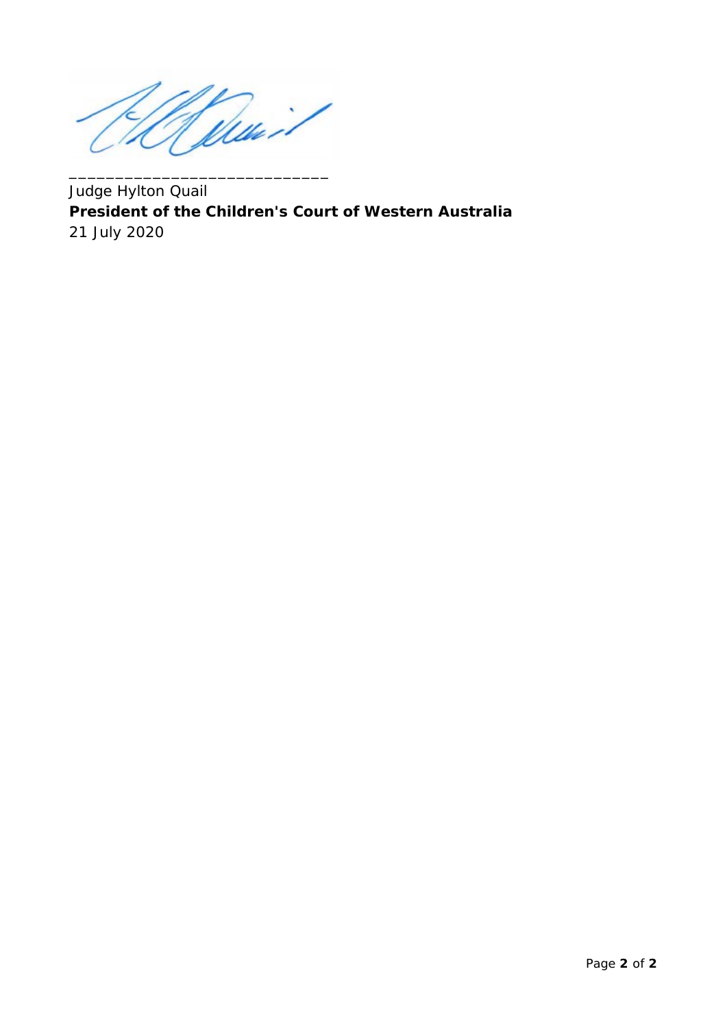___________________________

Judge Hylton Quail
**President of the Children's Court of Western Australia**
21 July 2020